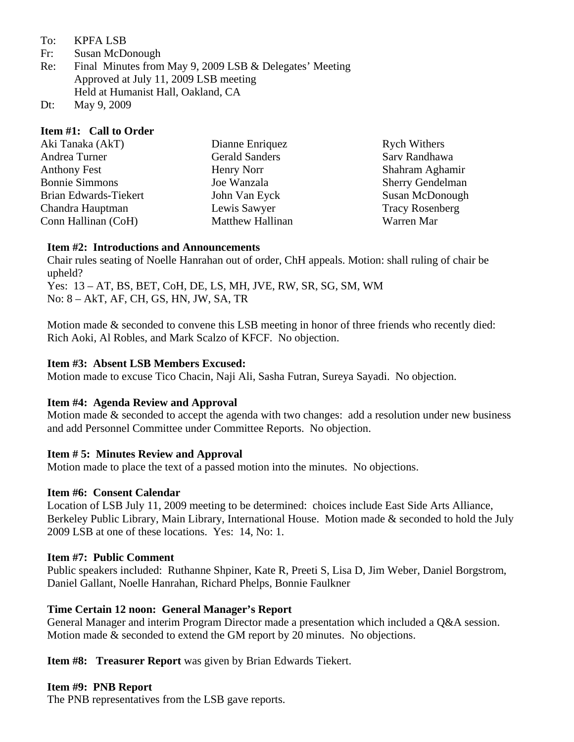To: KPFA LSB
Fr: Susan McDonough
Re: Final Minutes from May 9, 2009 LSB & Delegates' Meeting
Approved at July 11, 2009 LSB meeting
Held at Humanist Hall, Oakland, CA
Dt: May 9, 2009

**Item #1: Call to Order**

| | | |
|---|---|---|
| Aki Tanaka (AkT) | Dianne Enriquez | Rych Withers |
| Andrea Turner | Gerald Sanders | Sarv Randhawa |
| Anthony Fest | Henry Norr | Shahram Aghamir |
| Bonnie Simmons | Joe Wanzala | Sherry Gendelman |
| Brian Edwards-Tiekert | John Van Eyck | Susan McDonough |
| Chandra Hauptman | Lewis Sawyer | Tracy Rosenberg |
| Conn Hallinan (CoH) | Matthew Hallinan | Warren Mar |

**Item #2: Introductions and Announcements**

Chair rules seating of Noelle Hanrahan out of order, ChH appeals. Motion: shall ruling of chair be upheld?
Yes: 13 – AT, BS, BET, CoH, DE, LS, MH, JVE, RW, SR, SG, SM, WM
No: 8 – AkT, AF, CH, GS, HN, JW, SA, TR

Motion made & seconded to convene this LSB meeting in honor of three friends who recently died: Rich Aoki, Al Robles, and Mark Scalzo of KFCF. No objection.

**Item #3: Absent LSB Members Excused:**

Motion made to excuse Tico Chacin, Naji Ali, Sasha Futran, Sureya Sayadi. No objection.

**Item #4: Agenda Review and Approval**

Motion made & seconded to accept the agenda with two changes: add a resolution under new business and add Personnel Committee under Committee Reports. No objection.

**Item # 5: Minutes Review and Approval**

Motion made to place the text of a passed motion into the minutes. No objections.

**Item #6: Consent Calendar**

Location of LSB July 11, 2009 meeting to be determined: choices include East Side Arts Alliance, Berkeley Public Library, Main Library, International House. Motion made & seconded to hold the July 2009 LSB at one of these locations. Yes: 14, No: 1.

**Item #7: Public Comment**

Public speakers included: Ruthanne Shpiner, Kate R, Preeti S, Lisa D, Jim Weber, Daniel Borgstrom, Daniel Gallant, Noelle Hanrahan, Richard Phelps, Bonnie Faulkner

**Time Certain 12 noon: General Manager's Report**

General Manager and interim Program Director made a presentation which included a Q&A session. Motion made & seconded to extend the GM report by 20 minutes. No objections.

**Item #8: Treasurer Report** was given by Brian Edwards Tiekert.

**Item #9: PNB Report**

The PNB representatives from the LSB gave reports.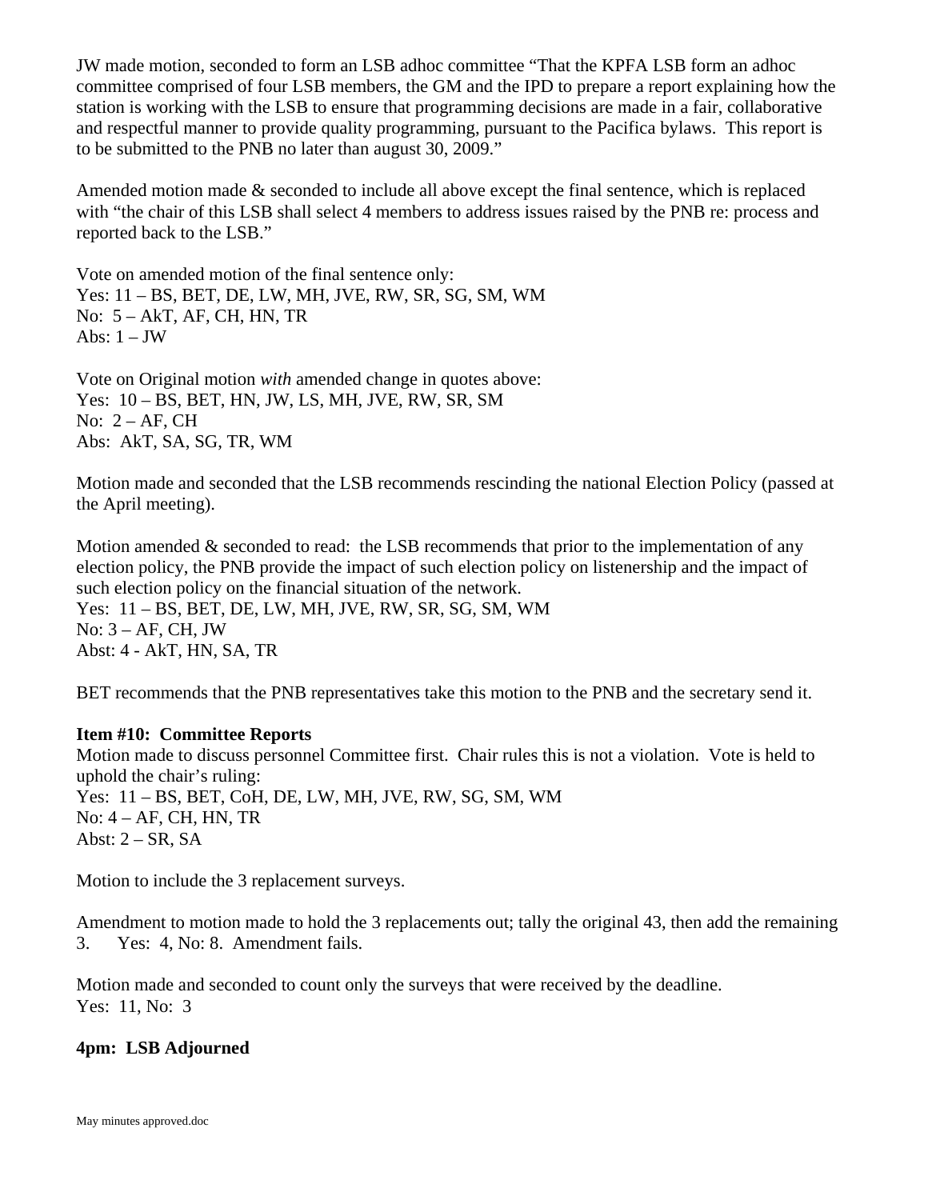JW made motion, seconded to form an LSB adhoc committee "That the KPFA LSB form an adhoc committee comprised of four LSB members, the GM and the IPD to prepare a report explaining how the station is working with the LSB to ensure that programming decisions are made in a fair, collaborative and respectful manner to provide quality programming, pursuant to the Pacifica bylaws. This report is to be submitted to the PNB no later than august 30, 2009."

Amended motion made & seconded to include all above except the final sentence, which is replaced with "the chair of this LSB shall select 4 members to address issues raised by the PNB re: process and reported back to the LSB."

Vote on amended motion of the final sentence only:
Yes: 11 – BS, BET, DE, LW, MH, JVE, RW, SR, SG, SM, WM
No: 5 – AkT, AF, CH, HN, TR
Abs: 1 – JW

Vote on Original motion *with* amended change in quotes above:
Yes: 10 – BS, BET, HN, JW, LS, MH, JVE, RW, SR, SM
No: 2 – AF, CH
Abs: AkT, SA, SG, TR, WM

Motion made and seconded that the LSB recommends rescinding the national Election Policy (passed at the April meeting).

Motion amended & seconded to read: the LSB recommends that prior to the implementation of any election policy, the PNB provide the impact of such election policy on listenership and the impact of such election policy on the financial situation of the network.
Yes: 11 – BS, BET, DE, LW, MH, JVE, RW, SR, SG, SM, WM
No: 3 – AF, CH, JW
Abst: 4 - AkT, HN, SA, TR

BET recommends that the PNB representatives take this motion to the PNB and the secretary send it.

**Item #10: Committee Reports**
Motion made to discuss personnel Committee first. Chair rules this is not a violation. Vote is held to uphold the chair's ruling:
Yes: 11 – BS, BET, CoH, DE, LW, MH, JVE, RW, SG, SM, WM
No: 4 – AF, CH, HN, TR
Abst: 2 – SR, SA

Motion to include the 3 replacement surveys.

Amendment to motion made to hold the 3 replacements out; tally the original 43, then add the remaining 3. Yes: 4, No: 8. Amendment fails.

Motion made and seconded to count only the surveys that were received by the deadline.
Yes: 11, No: 3

**4pm: LSB Adjourned**